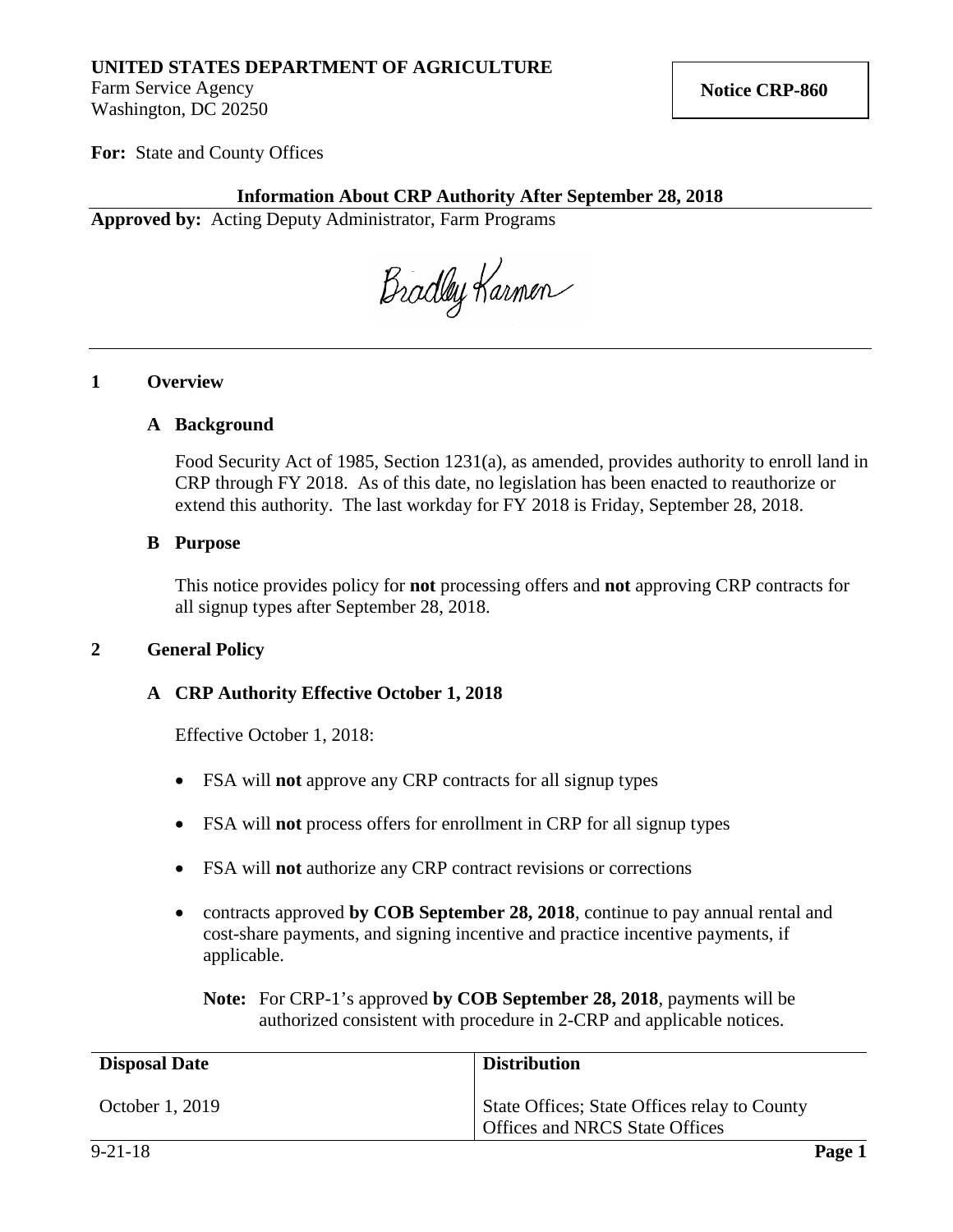**UNITED STATES DEPARTMENT OF AGRICULTURE**
Farm Service Agency
Washington, DC 20250

**Notice CRP-860**

**For:** State and County Offices

**Information About CRP Authority After September 28, 2018**

**Approved by:** Acting Deputy Administrator, Farm Programs

Bradley Karmen

---

## 1 Overview

### A Background

Food Security Act of 1985, Section 1231(a), as amended, provides authority to enroll land in CRP through FY 2018. As of this date, no legislation has been enacted to reauthorize or extend this authority. The last workday for FY 2018 is Friday, September 28, 2018.

### B Purpose

This notice provides policy for **not** processing offers and **not** approving CRP contracts for all signup types after September 28, 2018.

## 2 General Policy

### A CRP Authority Effective October 1, 2018

Effective October 1, 2018:

- FSA will **not** approve any CRP contracts for all signup types
- FSA will **not** process offers for enrollment in CRP for all signup types
- FSA will **not** authorize any CRP contract revisions or corrections
- contracts approved **by COB September 28, 2018**, continue to pay annual rental and cost-share payments, and signing incentive and practice incentive payments, if applicable.

  **Note:** For CRP-1's approved **by COB September 28, 2018**, payments will be authorized consistent with procedure in 2-CRP and applicable notices.

| Disposal Date | Distribution |
|---|---|
| October 1, 2019 | State Offices; State Offices relay to County Offices and NRCS State Offices |

9-21-18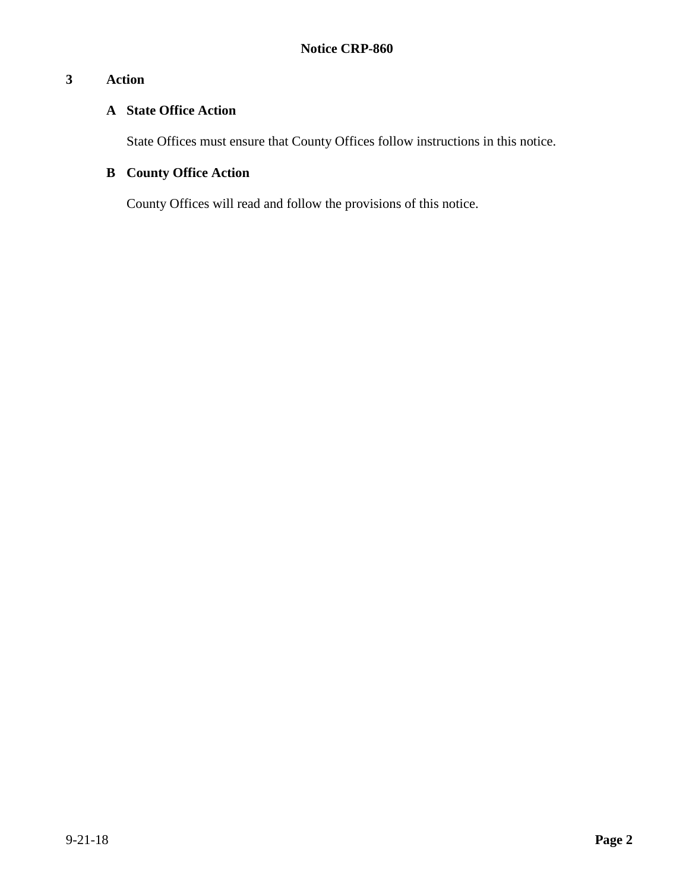## 3 Action

### A State Office Action

State Offices must ensure that County Offices follow instructions in this notice.

### B County Office Action

County Offices will read and follow the provisions of this notice.